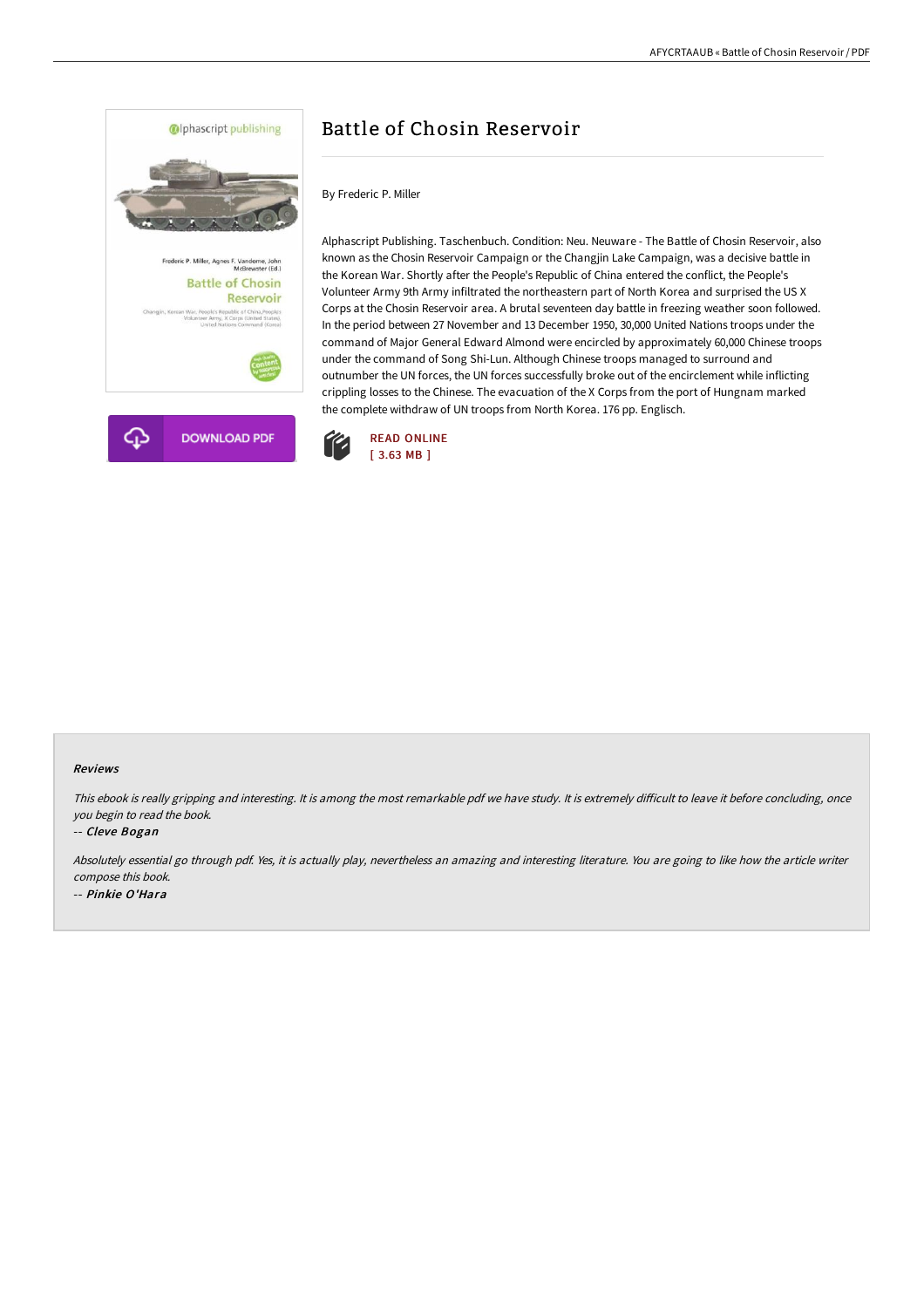# Battle of Chosin Reservoir

By Frederic P. Miller

Alphascript Publishing. Taschenbuch. Condition: Neu. Neuware - The Battle of Chosin Reservoir, also known as the Chosin Reservoir Campaign or the Changjin Lake Campaign, was a decisive battle in the Korean War. Shortly after the People's Republic of China entered the conflict, the People's Volunteer Army 9th Army infiltrated the northeastern part of North Korea and surprised the US X Corps at the Chosin Reservoir area. A brutal seventeen day battle in freezing weather soon followed. In the period between 27 November and 13 December 1950, 30,000 United Nations troops under the command of Major General Edward Almond were encircled by approximately 60,000 Chinese troops under the command of Song Shi-Lun. Although Chinese troops managed to surround and outnumber the UN forces, the UN forces successfully broke out of the encirclement while inflicting crippling losses to the Chinese. The evacuation of the X Corps from the port of Hungnam marked the complete withdraw of UN troops from North Korea. 176 pp. Englisch.

DOWNLOAD PDF

READ ONLINE
[ 3.63 MB ]

#### Reviews

*This ebook is really gripping and interesting. It is among the most remarkable pdf we have study. It is extremely difficult to leave it before concluding, once you begin to read the book.*

-- *Cleve Bogan*

*Absolutely essential go through pdf. Yes, it is actually play, nevertheless an amazing and interesting literature. You are going to like how the article writer compose this book.*

-- *Pinkie O'Hara*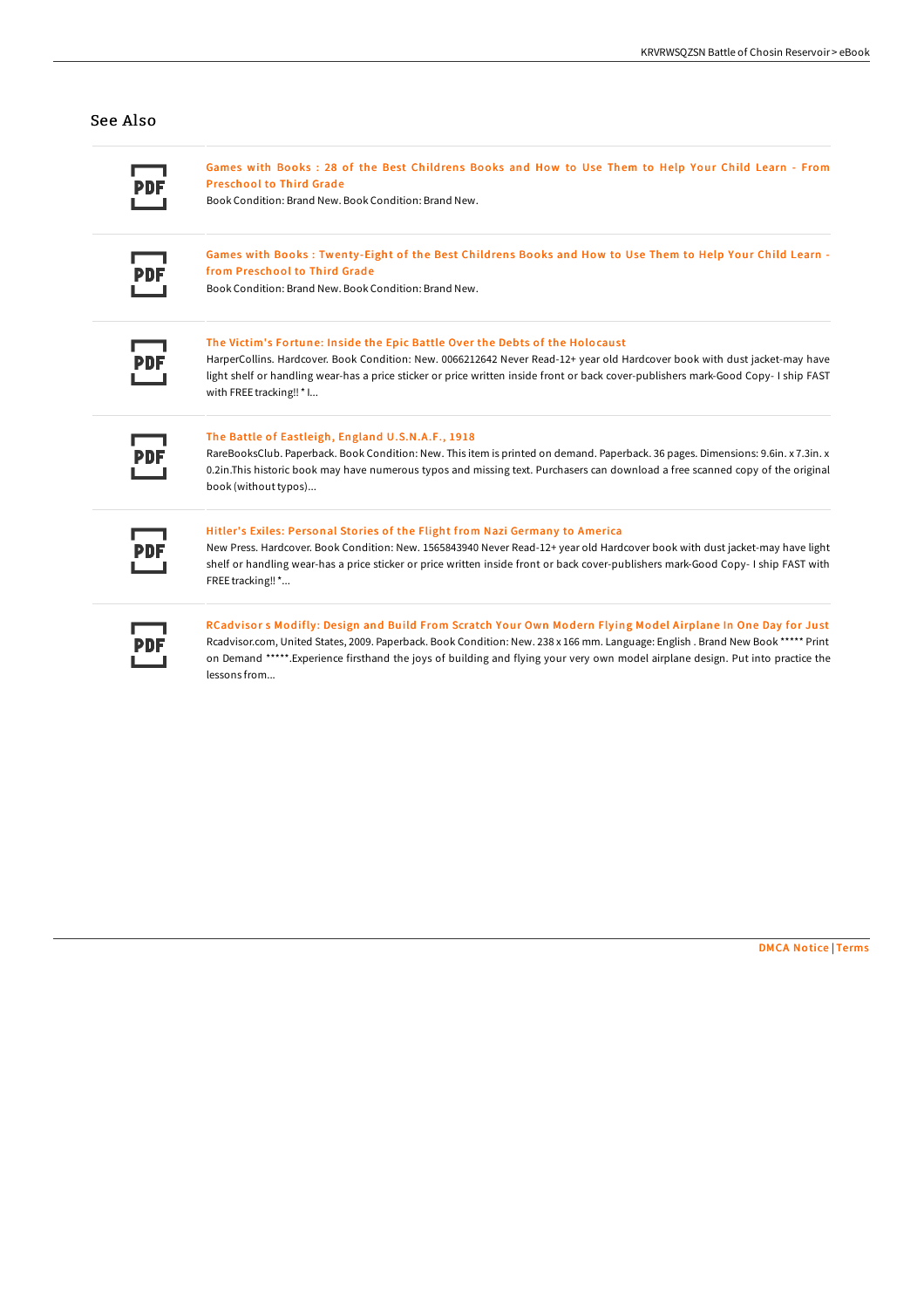## See Also

**Games with Books : 28 of the Best Childrens Books and How to Use Them to Help Your Child Learn - From Preschool to Third Grade**

Book Condition: Brand New. Book Condition: Brand New.

**Games with Books : Twenty-Eight of the Best Childrens Books and How to Use Them to Help Your Child Learn - from Preschool to Third Grade**

Book Condition: Brand New. Book Condition: Brand New.

**The Victim's Fortune: Inside the Epic Battle Over the Debts of the Holocaust**

HarperCollins. Hardcover. Book Condition: New. 0066212642 Never Read-12+ year old Hardcover book with dust jacket-may have light shelf or handling wear-has a price sticker or price written inside front or back cover-publishers mark-Good Copy- I ship FAST with FREE tracking!! * I...

**The Battle of Eastleigh, England U.S.N.A.F., 1918**

RareBooksClub. Paperback. Book Condition: New. This item is printed on demand. Paperback. 36 pages. Dimensions: 9.6in. x 7.3in. x 0.2in.This historic book may have numerous typos and missing text. Purchasers can download a free scanned copy of the original book (without typos)...

**Hitler's Exiles: Personal Stories of the Flight from Nazi Germany to America**

New Press. Hardcover. Book Condition: New. 1565843940 Never Read-12+ year old Hardcover book with dust jacket-may have light shelf or handling wear-has a price sticker or price written inside front or back cover-publishers mark-Good Copy- I ship FAST with FREE tracking!! *...

**RCadvisor s Modifly: Design and Build From Scratch Your Own Modern Flying Model Airplane In One Day for Just**

Rcadvisor.com, United States, 2009. Paperback. Book Condition: New. 238 x 166 mm. Language: English . Brand New Book ***** Print on Demand *****.Experience firsthand the joys of building and flying your very own model airplane design. Put into practice the lessons from...